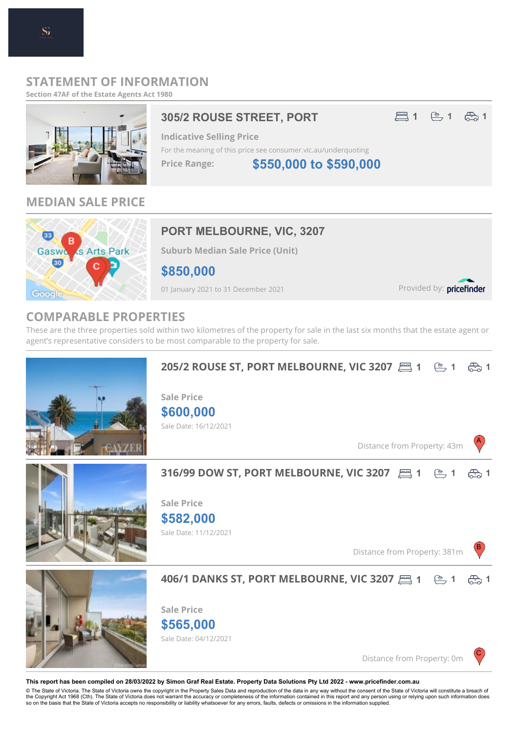# STATEMENT OF INFORMATION

Section 47AF of the Estate Agents Act 1980

## 305/2 ROUSE STREET, PORT

1 bed | 1 bath | 1 car

**Indicative Selling Price**

For the meaning of this price see consumer.vic.au/underquoting

**Price Range:** $550,000 to $590,000

## MEDIAN SALE PRICE

### PORT MELBOURNE, VIC, 3207

**Suburb Median Sale Price (Unit)**

**$850,000**

01 January 2021 to 31 December 2021

Provided by: pricefinder

## COMPARABLE PROPERTIES

These are the three properties sold within two kilometres of the property for sale in the last six months that the estate agent or agent's representative considers to be most comparable to the property for sale.

### 205/2 ROUSE ST, PORT MELBOURNE, VIC 3207

1 bed | 1 bath | 1 car

**Sale Price**

**$600,000**

Sale Date: 16/12/2021

Distance from Property: 43m (A)

### 316/99 DOW ST, PORT MELBOURNE, VIC 3207

1 bed | 1 bath | 1 car

**Sale Price**

**$582,000**

Sale Date: 11/12/2021

Distance from Property: 381m (B)

### 406/1 DANKS ST, PORT MELBOURNE, VIC 3207

1 bed | 1 bath | 1 car

**Sale Price**

**$565,000**

Sale Date: 04/12/2021

Distance from Property: 0m (C)

**This report has been compiled on 28/03/2022 by Simon Graf Real Estate. Property Data Solutions Pty Ltd 2022 - www.pricefinder.com.au**

© The State of Victoria. The State of Victoria owns the copyright in the Property Sales Data and reproduction of the data in any way without the consent of the State of Victoria will constitute a breach of the Copyright Act 1968 (Cth). The State of Victoria does not warrant the accuracy or completeness of the information contained in this report and any person using or relying upon such information does so on the basis that the State of Victoria accepts no responsibility or liability whatsoever for any errors, faults, defects or omissions in the information supplied.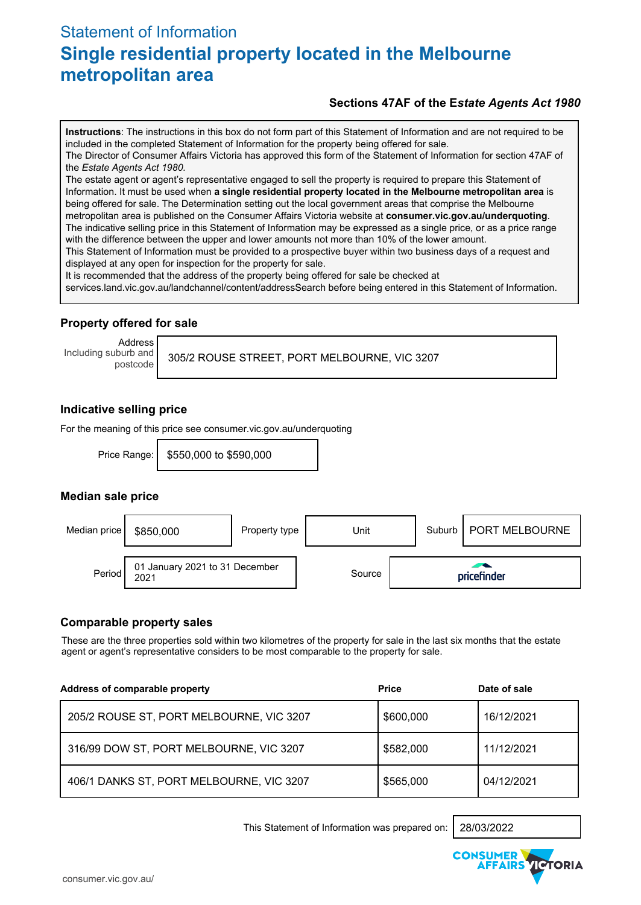# Statement of Information

# Single residential property located in the Melbourne metropolitan area

**Sections 47AF of the *Estate Agents Act 1980***

**Instructions**: The instructions in this box do not form part of this Statement of Information and are not required to be included in the completed Statement of Information for the property being offered for sale.
The Director of Consumer Affairs Victoria has approved this form of the Statement of Information for section 47AF of the *Estate Agents Act 1980.*
The estate agent or agent's representative engaged to sell the property is required to prepare this Statement of Information. It must be used when **a single residential property located in the Melbourne metropolitan area** is being offered for sale. The Determination setting out the local government areas that comprise the Melbourne metropolitan area is published on the Consumer Affairs Victoria website at **consumer.vic.gov.au/underquoting**.
The indicative selling price in this Statement of Information may be expressed as a single price, or as a price range with the difference between the upper and lower amounts not more than 10% of the lower amount.
This Statement of Information must be provided to a prospective buyer within two business days of a request and displayed at any open for inspection for the property for sale.
It is recommended that the address of the property being offered for sale be checked at services.land.vic.gov.au/landchannel/content/addressSearch before being entered in this Statement of Information.

## Property offered for sale

Address Including suburb and postcode: 305/2 ROUSE STREET, PORT MELBOURNE, VIC 3207

## Indicative selling price

For the meaning of this price see consumer.vic.gov.au/underquoting

Price Range: $550,000 to $590,000

## Median sale price

| | | | | | |
|---|---|---|---|---|---|
| Median price | $850,000 | Property type | Unit | Suburb | PORT MELBOURNE |
| Period | 01 January 2021 to 31 December 2021 | Source | pricefinder | | |

## Comparable property sales

These are the three properties sold within two kilometres of the property for sale in the last six months that the estate agent or agent's representative considers to be most comparable to the property for sale.

| Address of comparable property | Price | Date of sale |
|---|---|---|
| 205/2 ROUSE ST, PORT MELBOURNE, VIC 3207 | $600,000 | 16/12/2021 |
| 316/99 DOW ST, PORT MELBOURNE, VIC 3207 | $582,000 | 11/12/2021 |
| 406/1 DANKS ST, PORT MELBOURNE, VIC 3207 | $565,000 | 04/12/2021 |

This Statement of Information was prepared on: 28/03/2022